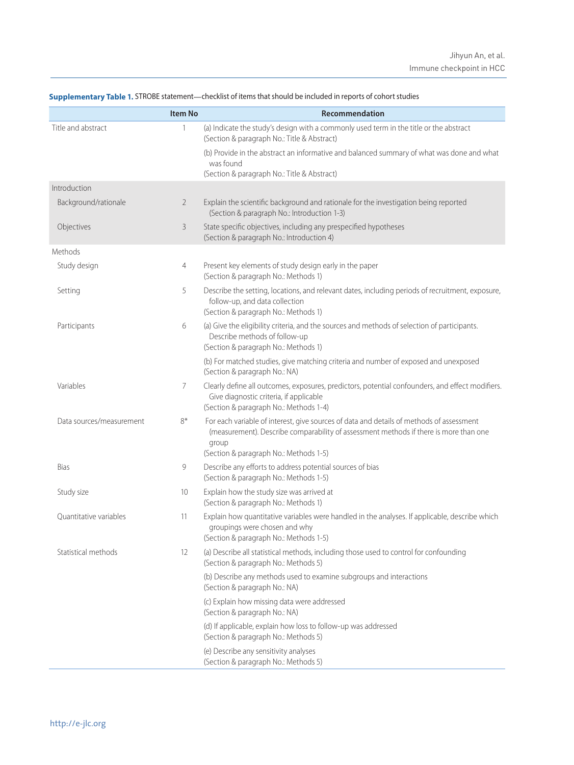**Supplementary Table 1.** STROBE statement—checklist of items that should be included in reports of cohort studies

| | Item No | Recommendation |
|---|---|---|
| Title and abstract | 1 | (a) Indicate the study's design with a commonly used term in the title or the abstract (Section & paragraph No.: Title & Abstract) |
| | | (b) Provide in the abstract an informative and balanced summary of what was done and what was found (Section & paragraph No.: Title & Abstract) |
| Introduction | | |
| Background/rationale | 2 | Explain the scientific background and rationale for the investigation being reported (Section & paragraph No.: Introduction 1-3) |
| Objectives | 3 | State specific objectives, including any prespecified hypotheses (Section & paragraph No.: Introduction 4) |
| Methods | | |
| Study design | 4 | Present key elements of study design early in the paper (Section & paragraph No.: Methods 1) |
| Setting | 5 | Describe the setting, locations, and relevant dates, including periods of recruitment, exposure, follow-up, and data collection (Section & paragraph No.: Methods 1) |
| Participants | 6 | (a) Give the eligibility criteria, and the sources and methods of selection of participants. Describe methods of follow-up (Section & paragraph No.: Methods 1) |
| | | (b) For matched studies, give matching criteria and number of exposed and unexposed (Section & paragraph No.: NA) |
| Variables | 7 | Clearly define all outcomes, exposures, predictors, potential confounders, and effect modifiers. Give diagnostic criteria, if applicable (Section & paragraph No.: Methods 1-4) |
| Data sources/measurement | 8* | For each variable of interest, give sources of data and details of methods of assessment (measurement). Describe comparability of assessment methods if there is more than one group (Section & paragraph No.: Methods 1-5) |
| Bias | 9 | Describe any efforts to address potential sources of bias (Section & paragraph No.: Methods 1-5) |
| Study size | 10 | Explain how the study size was arrived at (Section & paragraph No.: Methods 1) |
| Quantitative variables | 11 | Explain how quantitative variables were handled in the analyses. If applicable, describe which groupings were chosen and why (Section & paragraph No.: Methods 1-5) |
| Statistical methods | 12 | (a) Describe all statistical methods, including those used to control for confounding (Section & paragraph No.: Methods 5) |
| | | (b) Describe any methods used to examine subgroups and interactions (Section & paragraph No.: NA) |
| | | (c) Explain how missing data were addressed (Section & paragraph No.: NA) |
| | | (d) If applicable, explain how loss to follow-up was addressed (Section & paragraph No.: Methods 5) |
| | | (e) Describe any sensitivity analyses (Section & paragraph No.: Methods 5) |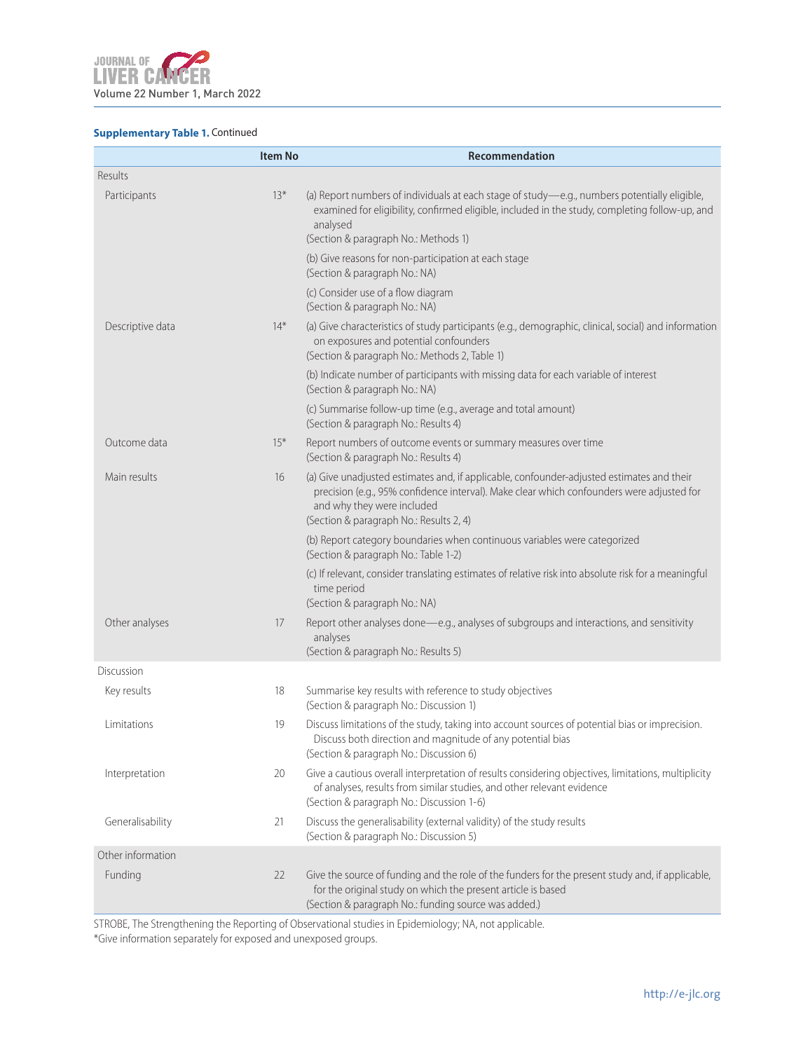**Supplementary Table 1.** Continued

| | Item No | Recommendation |
|---|---|---|
| Results | | |
| Participants | 13* | (a) Report numbers of individuals at each stage of study—e.g., numbers potentially eligible, examined for eligibility, confirmed eligible, included in the study, completing follow-up, and analysed (Section & paragraph No.: Methods 1) |
| | | (b) Give reasons for non-participation at each stage (Section & paragraph No.: NA) |
| | | (c) Consider use of a flow diagram (Section & paragraph No.: NA) |
| Descriptive data | 14* | (a) Give characteristics of study participants (e.g., demographic, clinical, social) and information on exposures and potential confounders (Section & paragraph No.: Methods 2, Table 1) |
| | | (b) Indicate number of participants with missing data for each variable of interest (Section & paragraph No.: NA) |
| | | (c) Summarise follow-up time (e.g., average and total amount) (Section & paragraph No.: Results 4) |
| Outcome data | 15* | Report numbers of outcome events or summary measures over time (Section & paragraph No.: Results 4) |
| Main results | 16 | (a) Give unadjusted estimates and, if applicable, confounder-adjusted estimates and their precision (e.g., 95% confidence interval). Make clear which confounders were adjusted for and why they were included (Section & paragraph No.: Results 2, 4) |
| | | (b) Report category boundaries when continuous variables were categorized (Section & paragraph No.: Table 1-2) |
| | | (c) If relevant, consider translating estimates of relative risk into absolute risk for a meaningful time period (Section & paragraph No.: NA) |
| Other analyses | 17 | Report other analyses done—e.g., analyses of subgroups and interactions, and sensitivity analyses (Section & paragraph No.: Results 5) |
| Discussion | | |
| Key results | 18 | Summarise key results with reference to study objectives (Section & paragraph No.: Discussion 1) |
| Limitations | 19 | Discuss limitations of the study, taking into account sources of potential bias or imprecision. Discuss both direction and magnitude of any potential bias (Section & paragraph No.: Discussion 6) |
| Interpretation | 20 | Give a cautious overall interpretation of results considering objectives, limitations, multiplicity of analyses, results from similar studies, and other relevant evidence (Section & paragraph No.: Discussion 1-6) |
| Generalisability | 21 | Discuss the generalisability (external validity) of the study results (Section & paragraph No.: Discussion 5) |
| Other information | | |
| Funding | 22 | Give the source of funding and the role of the funders for the present study and, if applicable, for the original study on which the present article is based (Section & paragraph No.: funding source was added.) |

STROBE, The Strengthening the Reporting of Observational studies in Epidemiology; NA, not applicable.
*Give information separately for exposed and unexposed groups.